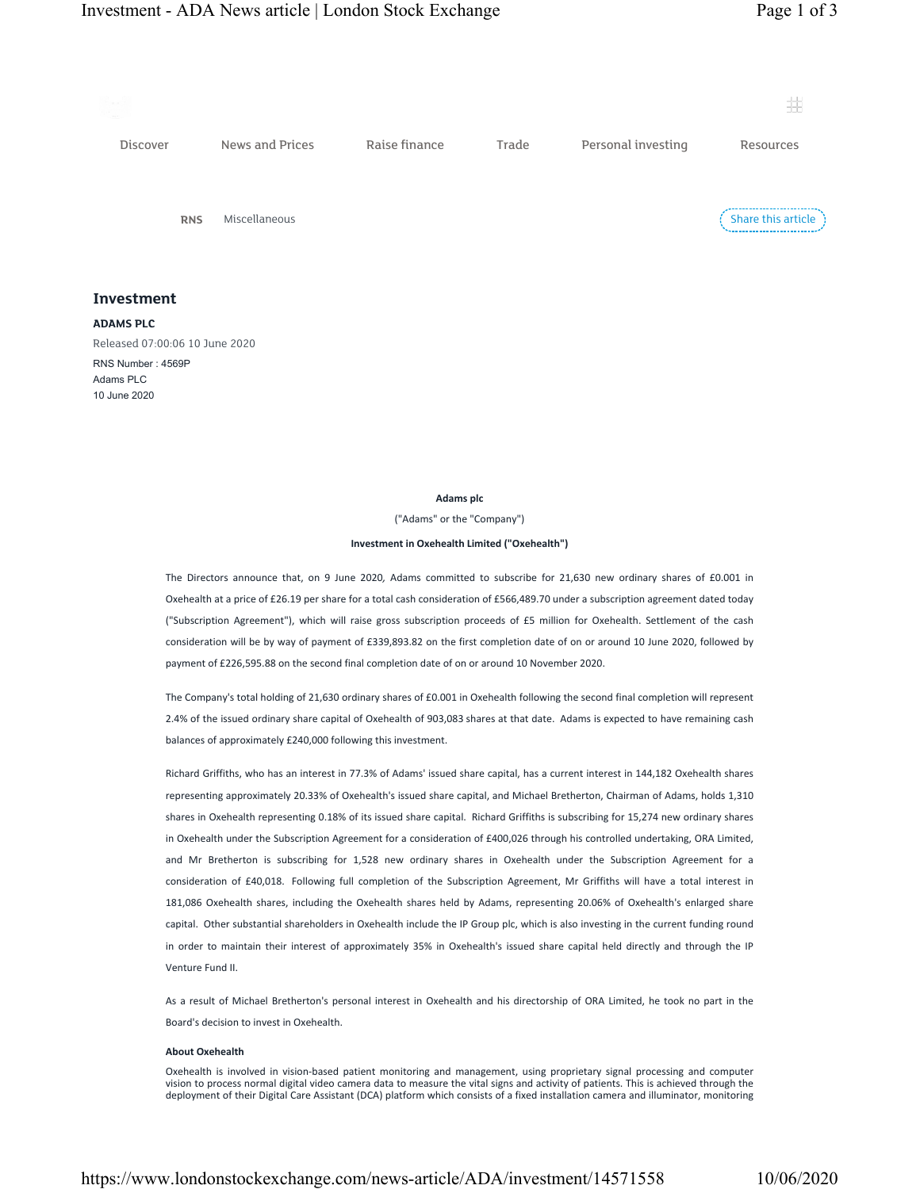Discover News and Prices Raise finance Trade Personal investing Resources

RNS Miscellaneous

Share this article

## Investment

**ADAMS PLC**

Released 07:00:06 10 June 2020

RNS Number : 4569P
Adams PLC
10 June 2020

**Adams plc**

("Adams" or the "Company")

**Investment in Oxehealth Limited ("Oxehealth")**

The Directors announce that, on 9 June 2020, Adams committed to subscribe for 21,630 new ordinary shares of £0.001 in Oxehealth at a price of £26.19 per share for a total cash consideration of £566,489.70 under a subscription agreement dated today ("Subscription Agreement"), which will raise gross subscription proceeds of £5 million for Oxehealth. Settlement of the cash consideration will be by way of payment of £339,893.82 on the first completion date of on or around 10 June 2020, followed by payment of £226,595.88 on the second final completion date of on or around 10 November 2020.

The Company's total holding of 21,630 ordinary shares of £0.001 in Oxehealth following the second final completion will represent 2.4% of the issued ordinary share capital of Oxehealth of 903,083 shares at that date. Adams is expected to have remaining cash balances of approximately £240,000 following this investment.

Richard Griffiths, who has an interest in 77.3% of Adams' issued share capital, has a current interest in 144,182 Oxehealth shares representing approximately 20.33% of Oxehealth's issued share capital, and Michael Bretherton, Chairman of Adams, holds 1,310 shares in Oxehealth representing 0.18% of its issued share capital. Richard Griffiths is subscribing for 15,274 new ordinary shares in Oxehealth under the Subscription Agreement for a consideration of £400,026 through his controlled undertaking, ORA Limited, and Mr Bretherton is subscribing for 1,528 new ordinary shares in Oxehealth under the Subscription Agreement for a consideration of £40,018. Following full completion of the Subscription Agreement, Mr Griffiths will have a total interest in 181,086 Oxehealth shares, including the Oxehealth shares held by Adams, representing 20.06% of Oxehealth's enlarged share capital. Other substantial shareholders in Oxehealth include the IP Group plc, which is also investing in the current funding round in order to maintain their interest of approximately 35% in Oxehealth's issued share capital held directly and through the IP Venture Fund II.

As a result of Michael Bretherton's personal interest in Oxehealth and his directorship of ORA Limited, he took no part in the Board's decision to invest in Oxehealth.

**About Oxehealth**

Oxehealth is involved in vision-based patient monitoring and management, using proprietary signal processing and computer vision to process normal digital video camera data to measure the vital signs and activity of patients. This is achieved through the deployment of their Digital Care Assistant (DCA) platform which consists of a fixed installation camera and illuminator, monitoring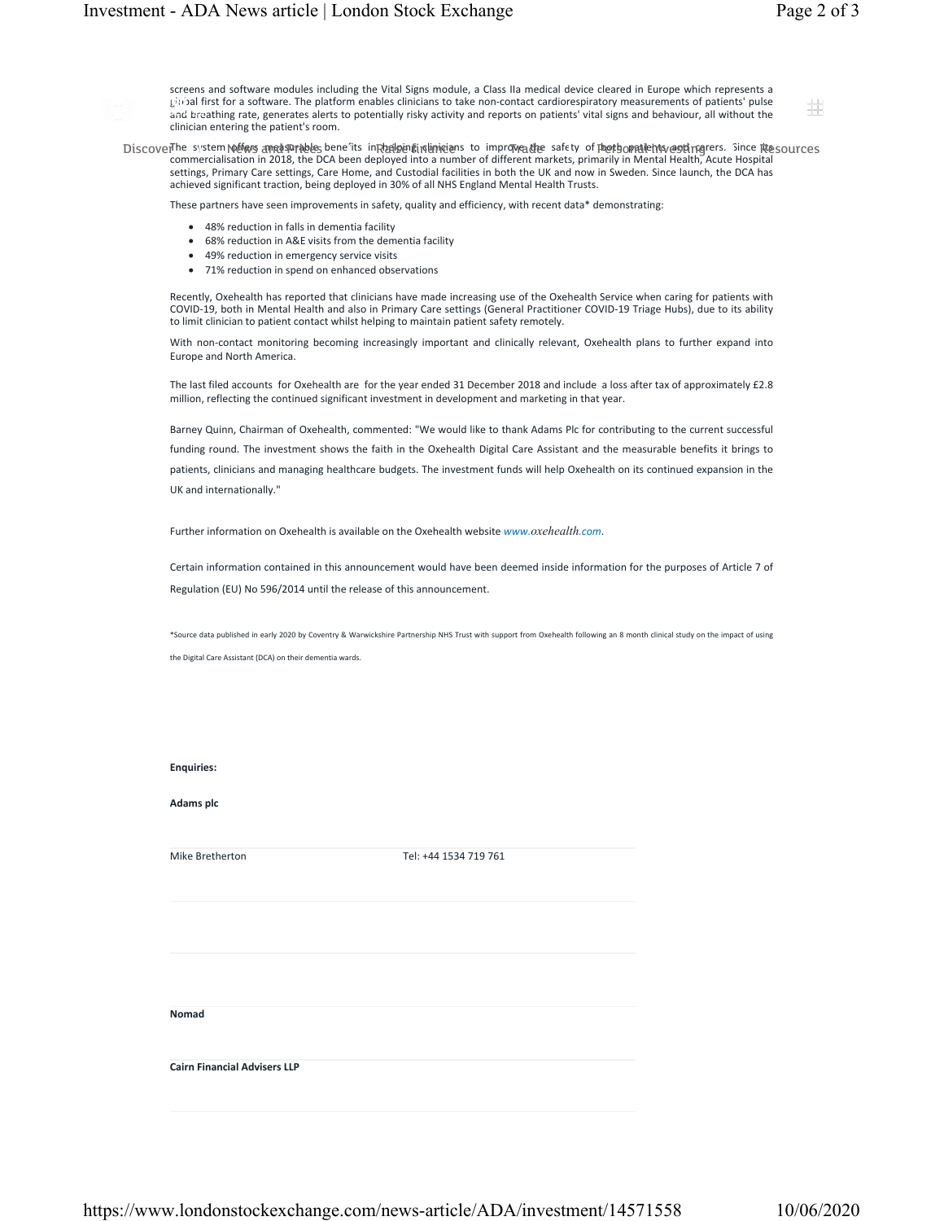screens and software modules including the Vital Signs module, a Class IIa medical device cleared in Europe which represents a global first for a software. The platform enables clinicians to take non-contact cardiorespiratory measurements of patients' pulse and breathing rate, generates alerts to potentially risky activity and reports on patients' vital signs and behaviour, all without the clinician entering the patient's room.

The system offers measurable benefits in helping clinicians to improve the safety of both patients and carers. Since its commercialisation in 2018, the DCA been deployed into a number of different markets, primarily in Mental Health, Acute Hospital settings, Primary Care settings, Care Home, and Custodial facilities in both the UK and now in Sweden. Since launch, the DCA has achieved significant traction, being deployed in 30% of all NHS England Mental Health Trusts.

These partners have seen improvements in safety, quality and efficiency, with recent data* demonstrating:

- 48% reduction in falls in dementia facility
- 68% reduction in A&E visits from the dementia facility
- 49% reduction in emergency service visits
- 71% reduction in spend on enhanced observations

Recently, Oxehealth has reported that clinicians have made increasing use of the Oxehealth Service when caring for patients with COVID-19, both in Mental Health and also in Primary Care settings (General Practitioner COVID-19 Triage Hubs), due to its ability to limit clinician to patient contact whilst helping to maintain patient safety remotely.

With non-contact monitoring becoming increasingly important and clinically relevant, Oxehealth plans to further expand into Europe and North America.

The last filed accounts for Oxehealth are for the year ended 31 December 2018 and include a loss after tax of approximately £2.8 million, reflecting the continued significant investment in development and marketing in that year.

Barney Quinn, Chairman of Oxehealth, commented: "We would like to thank Adams Plc for contributing to the current successful funding round. The investment shows the faith in the Oxehealth Digital Care Assistant and the measurable benefits it brings to patients, clinicians and managing healthcare budgets. The investment funds will help Oxehealth on its continued expansion in the UK and internationally."

Further information on Oxehealth is available on the Oxehealth website *www.oxehealth.com*.

Certain information contained in this announcement would have been deemed inside information for the purposes of Article 7 of Regulation (EU) No 596/2014 until the release of this announcement.

*Source data published in early 2020 by Coventry & Warwickshire Partnership NHS Trust with support from Oxehealth following an 8 month clinical study on the impact of using the Digital Care Assistant (DCA) on their dementia wards.

**Enquiries:**

**Adams plc**

| Mike Bretherton | Tel: +44 1534 719 761 |
|---|---|

**Nomad**

**Cairn Financial Advisers LLP**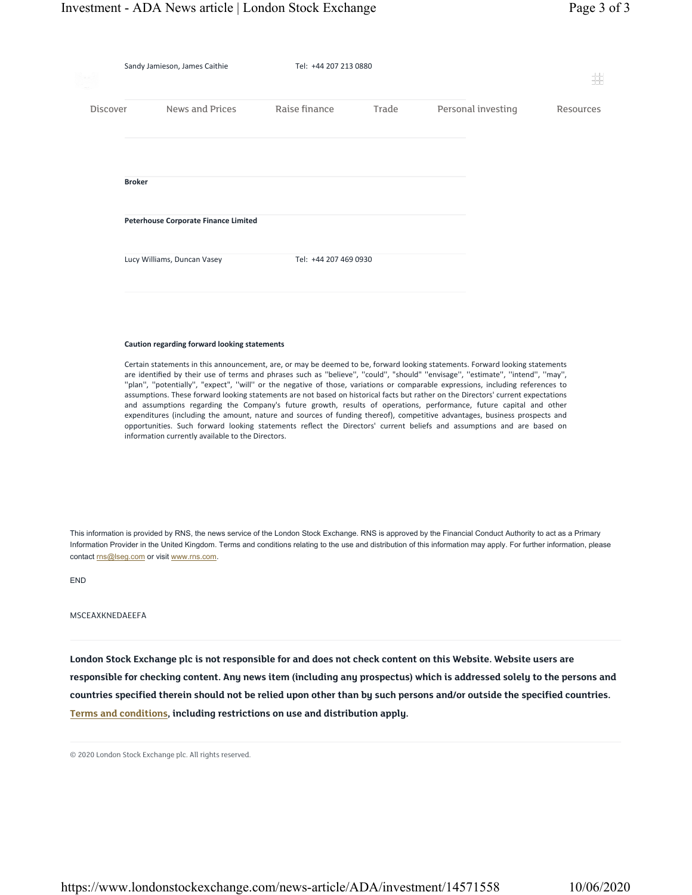| | |
|---|---|
| Sandy Jamieson, James Caithie | Tel: +44 207 213 0880 |
| | |
| **Broker** | |
| **Peterhouse Corporate Finance Limited** | |
| Lucy Williams, Duncan Vasey | Tel: +44 207 469 0930 |

**Caution regarding forward looking statements**

Certain statements in this announcement, are, or may be deemed to be, forward looking statements. Forward looking statements are identified by their use of terms and phrases such as ''believe'', ''could'', "should" ''envisage'', ''estimate'', ''intend'', ''may'', ''plan'', ''potentially'', "expect", ''will'' or the negative of those, variations or comparable expressions, including references to assumptions. These forward looking statements are not based on historical facts but rather on the Directors' current expectations and assumptions regarding the Company's future growth, results of operations, performance, future capital and other expenditures (including the amount, nature and sources of funding thereof), competitive advantages, business prospects and opportunities. Such forward looking statements reflect the Directors' current beliefs and assumptions and are based on information currently available to the Directors.

This information is provided by RNS, the news service of the London Stock Exchange. RNS is approved by the Financial Conduct Authority to act as a Primary Information Provider in the United Kingdom. Terms and conditions relating to the use and distribution of this information may apply. For further information, please contact rns@lseg.com or visit www.rns.com.

END

MSCEAXKNEDAEEFA

**London Stock Exchange plc is not responsible for and does not check content on this Website. Website users are responsible for checking content. Any news item (including any prospectus) which is addressed solely to the persons and countries specified therein should not be relied upon other than by such persons and/or outside the specified countries. Terms and conditions, including restrictions on use and distribution apply.**

© 2020 London Stock Exchange plc. All rights reserved.